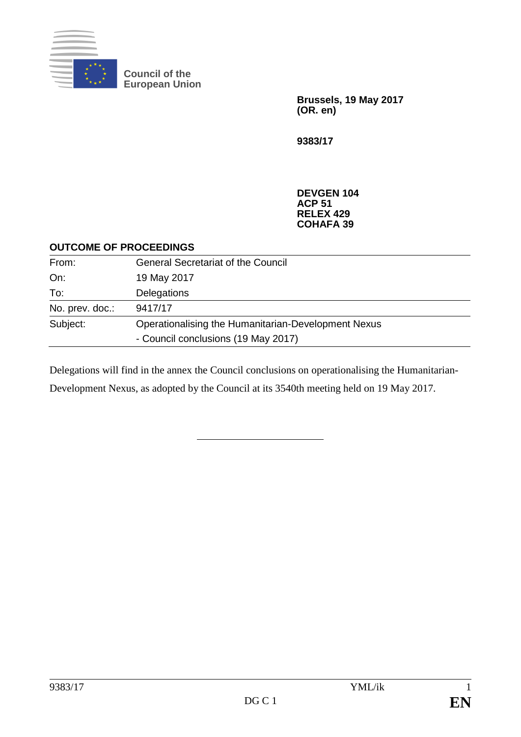Council of the European Union

**Brussels, 19 May 2017**
**(OR. en)**

**9383/17**

**DEVGEN 104**
**ACP 51**
**RELEX 429**
**COHAFA 39**

**OUTCOME OF PROCEEDINGS**

| | |
|---|---|
| From: | General Secretariat of the Council |
| On: | 19 May 2017 |
| To: | Delegations |
| No. prev. doc.: | 9417/17 |
| Subject: | Operationalising the Humanitarian-Development Nexus<br>- Council conclusions (19 May 2017) |

Delegations will find in the annex the Council conclusions on operationalising the Humanitarian-Development Nexus, as adopted by the Council at its 3540th meeting held on 19 May 2017.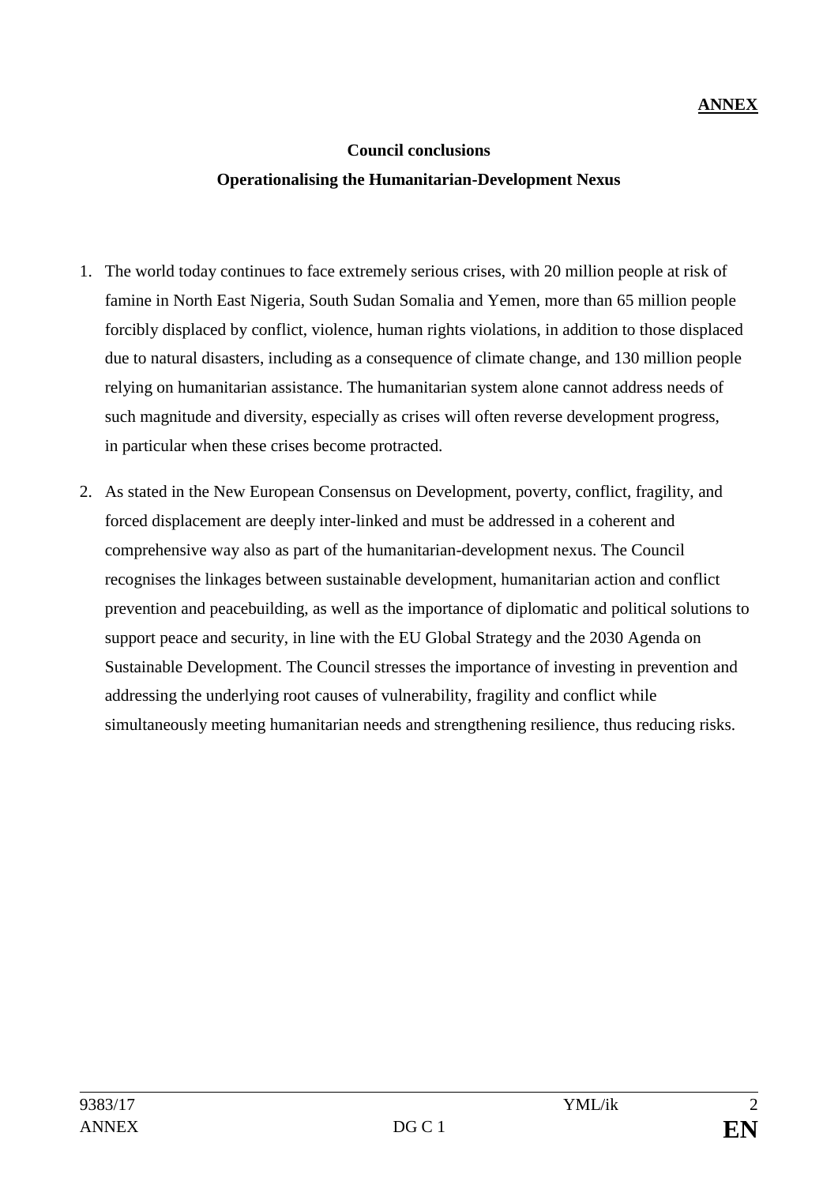**ANNEX**

**Council conclusions**

**Operationalising the Humanitarian-Development Nexus**

1. The world today continues to face extremely serious crises, with 20 million people at risk of famine in North East Nigeria, South Sudan Somalia and Yemen, more than 65 million people forcibly displaced by conflict, violence, human rights violations, in addition to those displaced due to natural disasters, including as a consequence of climate change, and 130 million people relying on humanitarian assistance. The humanitarian system alone cannot address needs of such magnitude and diversity, especially as crises will often reverse development progress, in particular when these crises become protracted.

2. As stated in the New European Consensus on Development, poverty, conflict, fragility, and forced displacement are deeply inter-linked and must be addressed in a coherent and comprehensive way also as part of the humanitarian-development nexus. The Council recognises the linkages between sustainable development, humanitarian action and conflict prevention and peacebuilding, as well as the importance of diplomatic and political solutions to support peace and security, in line with the EU Global Strategy and the 2030 Agenda on Sustainable Development. The Council stresses the importance of investing in prevention and addressing the underlying root causes of vulnerability, fragility and conflict while simultaneously meeting humanitarian needs and strengthening resilience, thus reducing risks.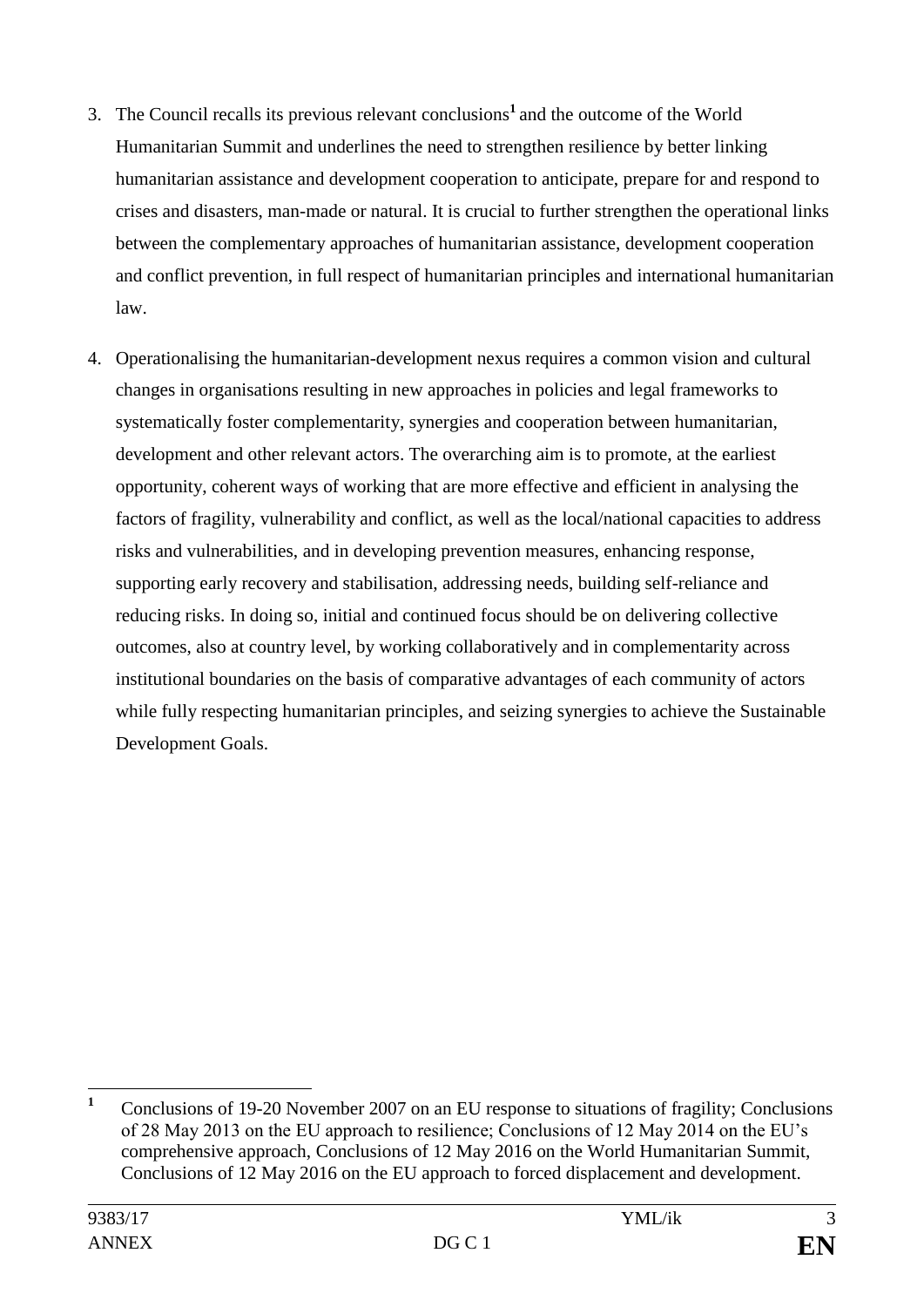3. The Council recalls its previous relevant conclusions[1] and the outcome of the World Humanitarian Summit and underlines the need to strengthen resilience by better linking humanitarian assistance and development cooperation to anticipate, prepare for and respond to crises and disasters, man-made or natural. It is crucial to further strengthen the operational links between the complementary approaches of humanitarian assistance, development cooperation and conflict prevention, in full respect of humanitarian principles and international humanitarian law.

4. Operationalising the humanitarian-development nexus requires a common vision and cultural changes in organisations resulting in new approaches in policies and legal frameworks to systematically foster complementarity, synergies and cooperation between humanitarian, development and other relevant actors. The overarching aim is to promote, at the earliest opportunity, coherent ways of working that are more effective and efficient in analysing the factors of fragility, vulnerability and conflict, as well as the local/national capacities to address risks and vulnerabilities, and in developing prevention measures, enhancing response, supporting early recovery and stabilisation, addressing needs, building self-reliance and reducing risks. In doing so, initial and continued focus should be on delivering collective outcomes, also at country level, by working collaboratively and in complementarity across institutional boundaries on the basis of comparative advantages of each community of actors while fully respecting humanitarian principles, and seizing synergies to achieve the Sustainable Development Goals.

---

[1] Conclusions of 19-20 November 2007 on an EU response to situations of fragility; Conclusions of 28 May 2013 on the EU approach to resilience; Conclusions of 12 May 2014 on the EU's comprehensive approach, Conclusions of 12 May 2016 on the World Humanitarian Summit, Conclusions of 12 May 2016 on the EU approach to forced displacement and development.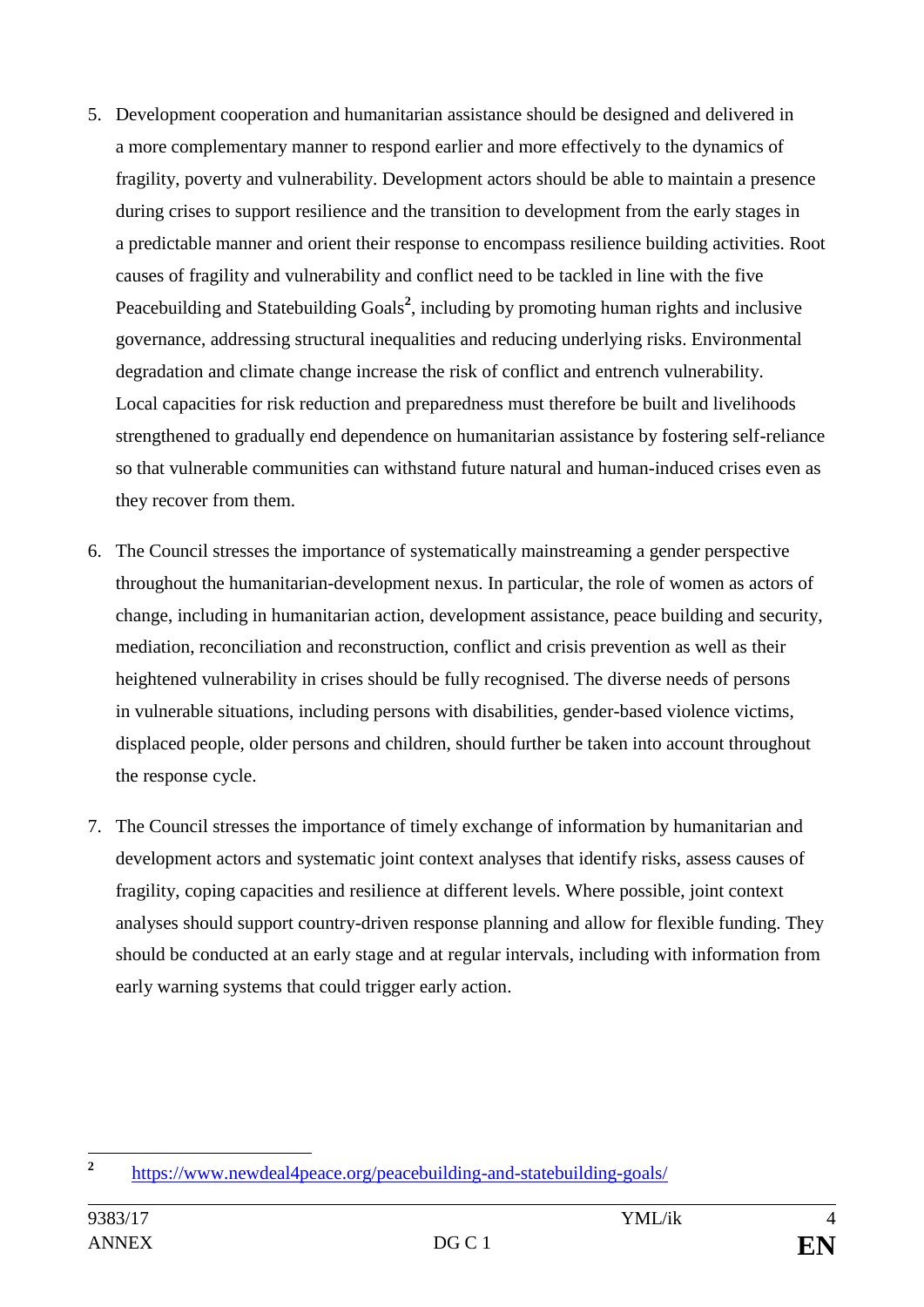5. Development cooperation and humanitarian assistance should be designed and delivered in a more complementary manner to respond earlier and more effectively to the dynamics of fragility, poverty and vulnerability. Development actors should be able to maintain a presence during crises to support resilience and the transition to development from the early stages in a predictable manner and orient their response to encompass resilience building activities. Root causes of fragility and vulnerability and conflict need to be tackled in line with the five Peacebuilding and Statebuilding Goals[2], including by promoting human rights and inclusive governance, addressing structural inequalities and reducing underlying risks. Environmental degradation and climate change increase the risk of conflict and entrench vulnerability. Local capacities for risk reduction and preparedness must therefore be built and livelihoods strengthened to gradually end dependence on humanitarian assistance by fostering self-reliance so that vulnerable communities can withstand future natural and human-induced crises even as they recover from them.

6. The Council stresses the importance of systematically mainstreaming a gender perspective throughout the humanitarian-development nexus. In particular, the role of women as actors of change, including in humanitarian action, development assistance, peace building and security, mediation, reconciliation and reconstruction, conflict and crisis prevention as well as their heightened vulnerability in crises should be fully recognised. The diverse needs of persons in vulnerable situations, including persons with disabilities, gender-based violence victims, displaced people, older persons and children, should further be taken into account throughout the response cycle.

7. The Council stresses the importance of timely exchange of information by humanitarian and development actors and systematic joint context analyses that identify risks, assess causes of fragility, coping capacities and resilience at different levels. Where possible, joint context analyses should support country-driven response planning and allow for flexible funding. They should be conducted at an early stage and at regular intervals, including with information from early warning systems that could trigger early action.

---

[2] https://www.newdeal4peace.org/peacebuilding-and-statebuilding-goals/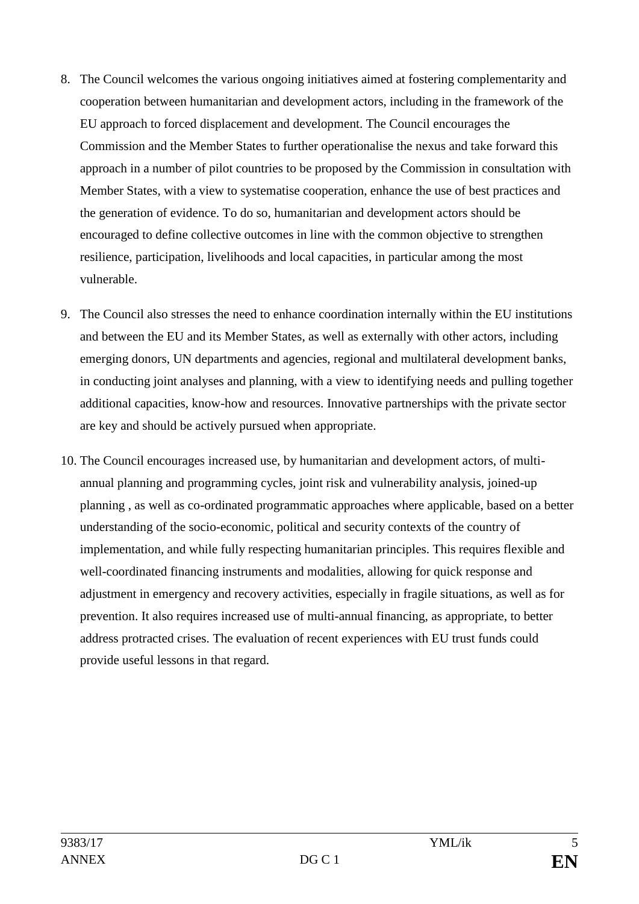8. The Council welcomes the various ongoing initiatives aimed at fostering complementarity and cooperation between humanitarian and development actors, including in the framework of the EU approach to forced displacement and development. The Council encourages the Commission and the Member States to further operationalise the nexus and take forward this approach in a number of pilot countries to be proposed by the Commission in consultation with Member States, with a view to systematise cooperation, enhance the use of best practices and the generation of evidence. To do so, humanitarian and development actors should be encouraged to define collective outcomes in line with the common objective to strengthen resilience, participation, livelihoods and local capacities, in particular among the most vulnerable.

9. The Council also stresses the need to enhance coordination internally within the EU institutions and between the EU and its Member States, as well as externally with other actors, including emerging donors, UN departments and agencies, regional and multilateral development banks, in conducting joint analyses and planning, with a view to identifying needs and pulling together additional capacities, know-how and resources. Innovative partnerships with the private sector are key and should be actively pursued when appropriate.

10. The Council encourages increased use, by humanitarian and development actors, of multi-annual planning and programming cycles, joint risk and vulnerability analysis, joined-up planning , as well as co-ordinated programmatic approaches where applicable, based on a better understanding of the socio-economic, political and security contexts of the country of implementation, and while fully respecting humanitarian principles. This requires flexible and well-coordinated financing instruments and modalities, allowing for quick response and adjustment in emergency and recovery activities, especially in fragile situations, as well as for prevention. It also requires increased use of multi-annual financing, as appropriate, to better address protracted crises. The evaluation of recent experiences with EU trust funds could provide useful lessons in that regard.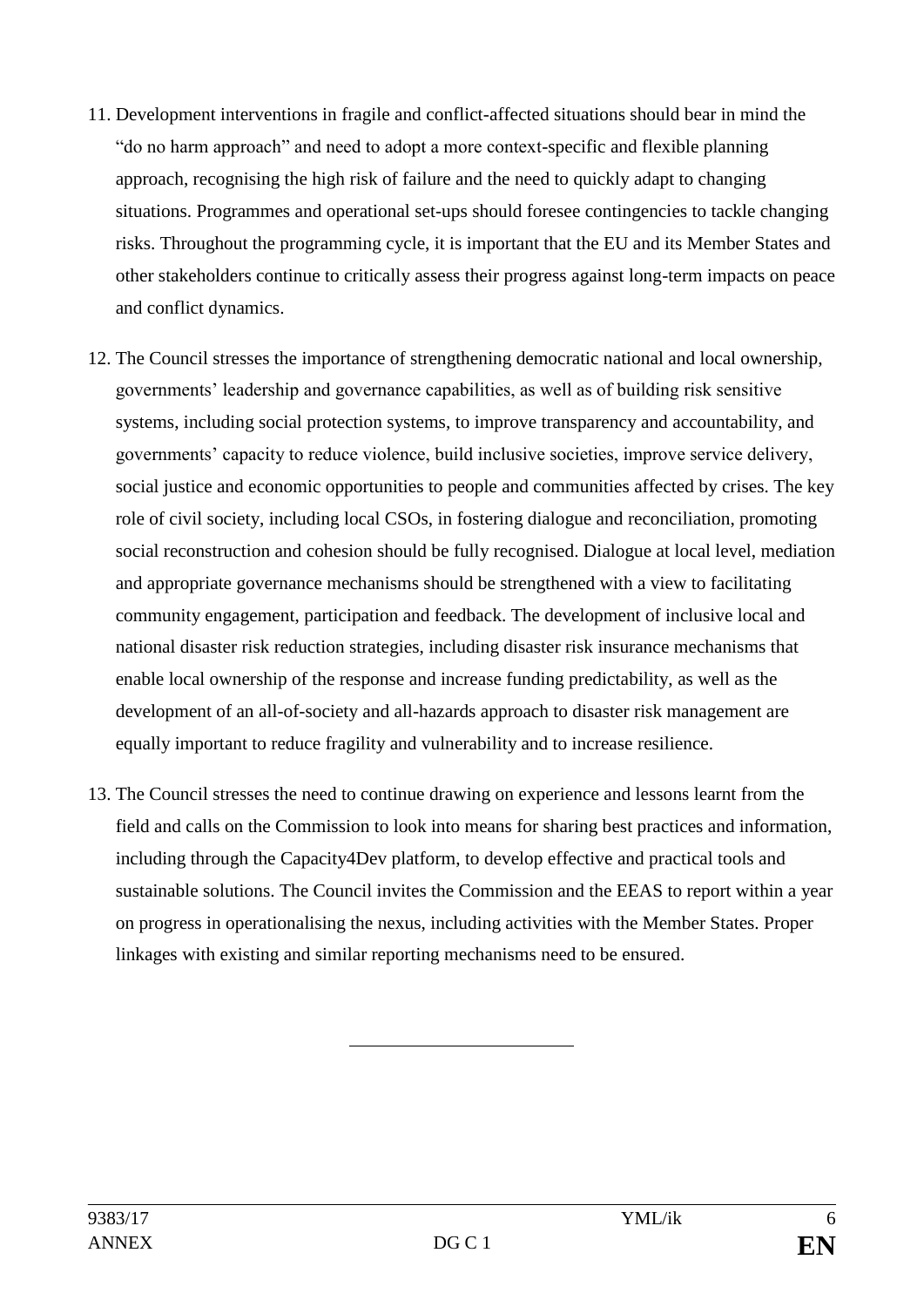11. Development interventions in fragile and conflict-affected situations should bear in mind the "do no harm approach" and need to adopt a more context-specific and flexible planning approach, recognising the high risk of failure and the need to quickly adapt to changing situations. Programmes and operational set-ups should foresee contingencies to tackle changing risks. Throughout the programming cycle, it is important that the EU and its Member States and other stakeholders continue to critically assess their progress against long-term impacts on peace and conflict dynamics.

12. The Council stresses the importance of strengthening democratic national and local ownership, governments' leadership and governance capabilities, as well as of building risk sensitive systems, including social protection systems, to improve transparency and accountability, and governments' capacity to reduce violence, build inclusive societies, improve service delivery, social justice and economic opportunities to people and communities affected by crises. The key role of civil society, including local CSOs, in fostering dialogue and reconciliation, promoting social reconstruction and cohesion should be fully recognised. Dialogue at local level, mediation and appropriate governance mechanisms should be strengthened with a view to facilitating community engagement, participation and feedback. The development of inclusive local and national disaster risk reduction strategies, including disaster risk insurance mechanisms that enable local ownership of the response and increase funding predictability, as well as the development of an all-of-society and all-hazards approach to disaster risk management are equally important to reduce fragility and vulnerability and to increase resilience.

13. The Council stresses the need to continue drawing on experience and lessons learnt from the field and calls on the Commission to look into means for sharing best practices and information, including through the Capacity4Dev platform, to develop effective and practical tools and sustainable solutions. The Council invites the Commission and the EEAS to report within a year on progress in operationalising the nexus, including activities with the Member States. Proper linkages with existing and similar reporting mechanisms need to be ensured.